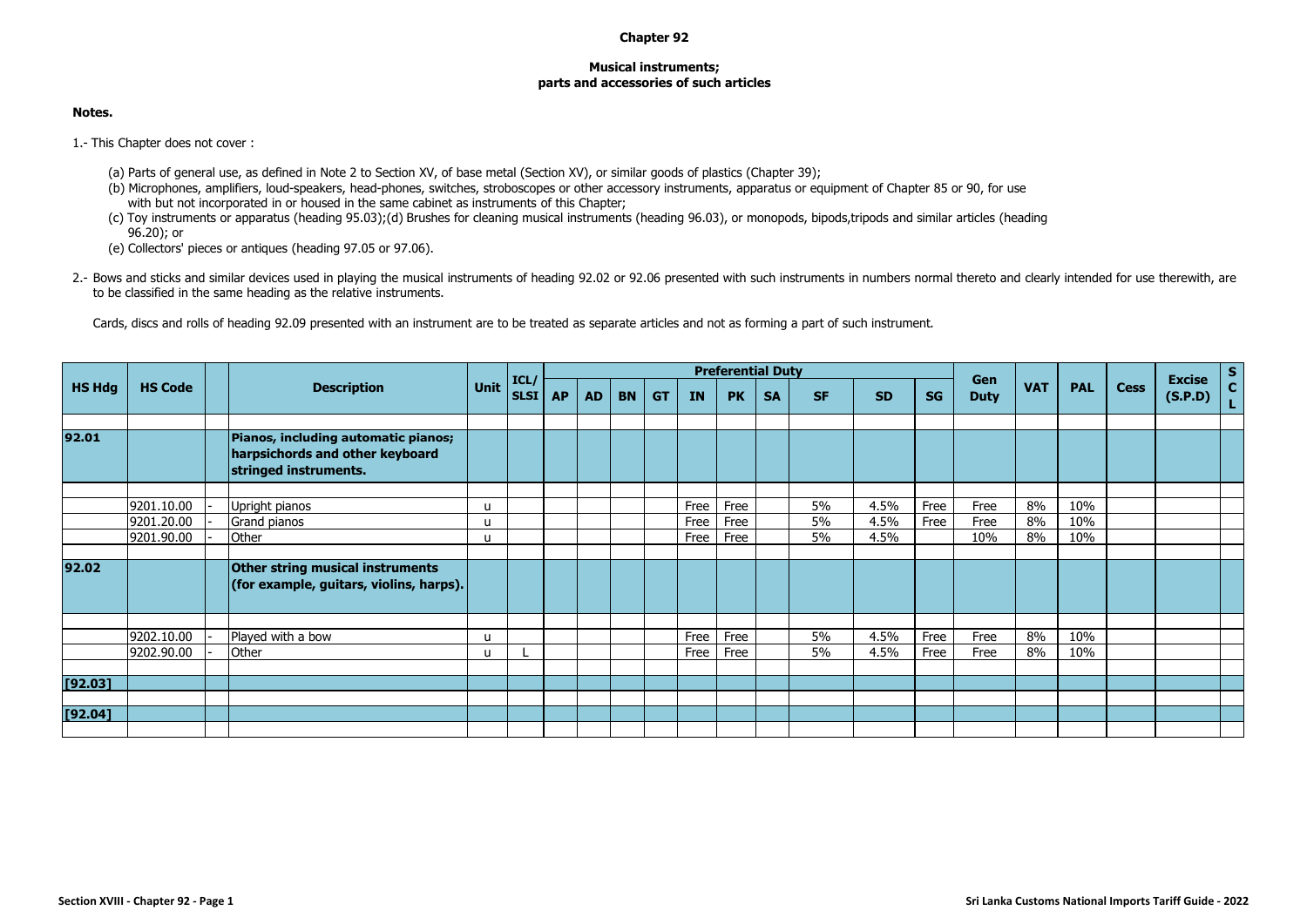# Chapter 92

## Musical instruments;
## parts and accessories of such articles

**Notes.**

1.- This Chapter does not cover :

(a) Parts of general use, as defined in Note 2 to Section XV, of base metal (Section XV), or similar goods of plastics (Chapter 39);

(b) Microphones, amplifiers, loud-speakers, head-phones, switches, stroboscopes or other accessory instruments, apparatus or equipment of Chapter 85 or 90, for use with but not incorporated in or housed in the same cabinet as instruments of this Chapter;

(c) Toy instruments or apparatus (heading 95.03);(d) Brushes for cleaning musical instruments (heading 96.03), or monopods, bipods,tripods and similar articles (heading 96.20); or

(e) Collectors' pieces or antiques (heading 97.05 or 97.06).

2.- Bows and sticks and similar devices used in playing the musical instruments of heading 92.02 or 92.06 presented with such instruments in numbers normal thereto and clearly intended for use therewith, are to be classified in the same heading as the relative instruments.

Cards, discs and rolls of heading 92.09 presented with an instrument are to be treated as separate articles and not as forming a part of such instrument.

| HS Hdg | HS Code | | Description | Unit | ICL/ SLSI | Preferential Duty | | | | | | | | | | Gen Duty | VAT | PAL | Cess | Excise (S.P.D) | SCL |
|---|---|---|---|---|---|---|---|---|---|---|---|---|---|---|---|---|---|---|---|---|---|
| | | | | | | AP | AD | BN | GT | IN | PK | SA | SF | SD | SG | | | | | | |
| **92.01** | | | **Pianos, including automatic pianos; harpsichords and other keyboard stringed instruments.** | | | | | | | | | | | | | | | | | | |
| | 9201.10.00 | - | Upright pianos | u | | | | | | Free | Free | | 5% | 4.5% | Free | Free | 8% | 10% | | | |
| | 9201.20.00 | - | Grand pianos | u | | | | | | Free | Free | | 5% | 4.5% | Free | Free | 8% | 10% | | | |
| | 9201.90.00 | - | Other | u | | | | | | Free | Free | | 5% | 4.5% | | 10% | 8% | 10% | | | |
| **92.02** | | | **Other string musical instruments (for example, guitars, violins, harps).** | | | | | | | | | | | | | | | | | | |
| | 9202.10.00 | - | Played with a bow | u | | | | | | Free | Free | | 5% | 4.5% | Free | Free | 8% | 10% | | | |
| | 9202.90.00 | - | Other | u | L | | | | | Free | Free | | 5% | 4.5% | Free | Free | 8% | 10% | | | |
| **[92.03]** | | | | | | | | | | | | | | | | | | | | | |
| **[92.04]** | | | | | | | | | | | | | | | | | | | | | |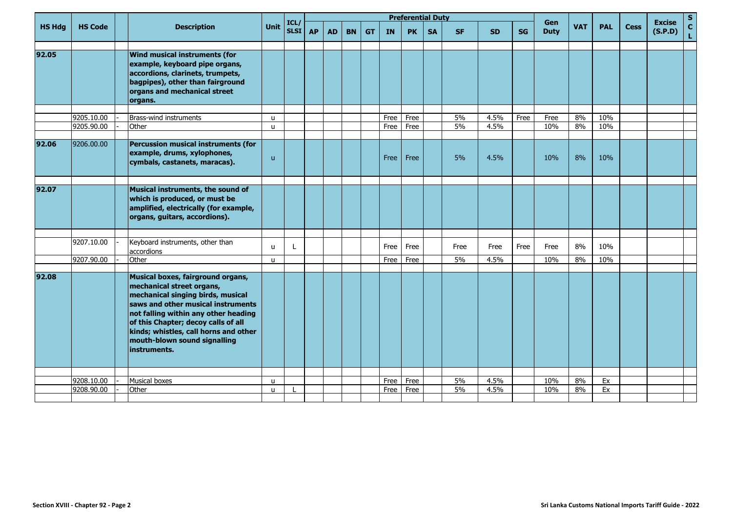| HS Hdg | HS Code | | Description | Unit | ICL/ SLSI | Preferential Duty | | | | | | | | | | Gen Duty | VAT | PAL | Cess | Excise (S.P.D) | S C L |
|---|---|---|---|---|---|---|---|---|---|---|---|---|---|---|---|---|---|---|---|---|---|
| | | | | | | AP | AD | BN | GT | IN | PK | SA | SF | SD | SG | | | | | | |
| 92.05 | | | **Wind musical instruments (for example, keyboard pipe organs, accordions, clarinets, trumpets, bagpipes), other than fairground organs and mechanical street organs.** | | | | | | | | | | | | | | | | | | |
| | 9205.10.00 | - | Brass-wind instruments | u | | | | | | Free | Free | | 5% | 4.5% | Free | Free | 8% | 10% | | | |
| | 9205.90.00 | - | Other | u | | | | | | Free | Free | | 5% | 4.5% | | 10% | 8% | 10% | | | |
| 92.06 | 9206.00.00 | | **Percussion musical instruments (for example, drums, xylophones, cymbals, castanets, maracas).** | u | | | | | | Free | Free | | 5% | 4.5% | | 10% | 8% | 10% | | | |
| 92.07 | | | **Musical instruments, the sound of which is produced, or must be amplified, electrically (for example, organs, guitars, accordions).** | | | | | | | | | | | | | | | | | | |
| | 9207.10.00 | - | Keyboard instruments, other than accordions | u | L | | | | | Free | Free | | Free | Free | Free | Free | 8% | 10% | | | |
| | 9207.90.00 | - | Other | u | | | | | | Free | Free | | 5% | 4.5% | | 10% | 8% | 10% | | | |
| 92.08 | | | **Musical boxes, fairground organs, mechanical street organs, mechanical singing birds, musical saws and other musical instruments not falling within any other heading of this Chapter; decoy calls of all kinds; whistles, call horns and other mouth-blown sound signalling instruments.** | | | | | | | | | | | | | | | | | | |
| | 9208.10.00 | - | Musical boxes | u | | | | | | Free | Free | | 5% | 4.5% | | 10% | 8% | Ex | | | |
| | 9208.90.00 | - | Other | u | L | | | | | Free | Free | | 5% | 4.5% | | 10% | 8% | Ex | | | |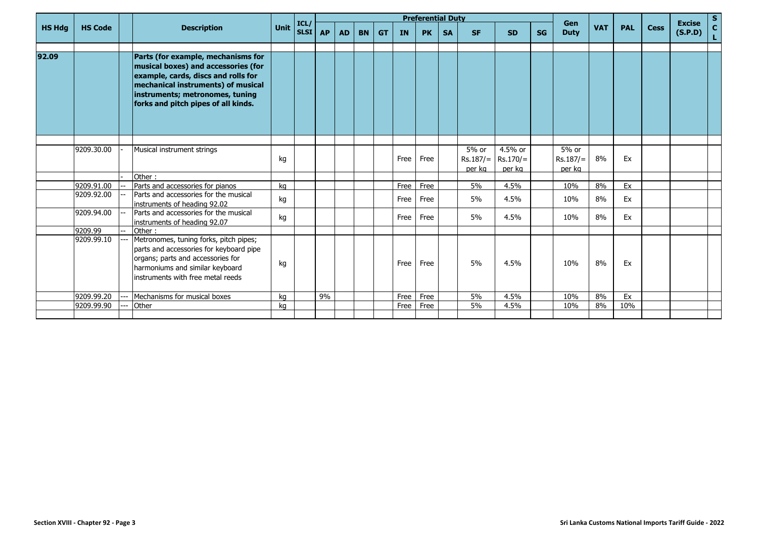| HS Hdg | HS Code | | Description | Unit | ICL/SLSI | Preferential Duty | | | | | | | | | | Gen Duty | VAT | PAL | Cess | Excise (S.P.D) | SCL |
|---|---|---|---|---|---|---|---|---|---|---|---|---|---|---|---|---|---|---|---|---|---|
| | | | | | | AP | AD | BN | GT | IN | PK | SA | SF | SD | SG | | | | | | |
| 92.09 | | | **Parts (for example, mechanisms for musical boxes) and accessories (for example, cards, discs and rolls for mechanical instruments) of musical instruments; metronomes, tuning forks and pitch pipes of all kinds.** | | | | | | | | | | | | | | | | | | |
| | 9209.30.00 | - | Musical instrument strings | kg | | | | | | Free | Free | | 5% or Rs.187/= per kg | 4.5% or Rs.170/= per kg | | 5% or Rs.187/= per kg | 8% | Ex | | | |
| | | - | Other : | | | | | | | | | | | | | | | | | | |
| | 9209.91.00 | -- | Parts and accessories for pianos | kg | | | | | | Free | Free | | 5% | 4.5% | | 10% | 8% | Ex | | | |
| | 9209.92.00 | -- | Parts and accessories for the musical instruments of heading 92.02 | kg | | | | | | Free | Free | | 5% | 4.5% | | 10% | 8% | Ex | | | |
| | 9209.94.00 | -- | Parts and accessories for the musical instruments of heading 92.07 | kg | | | | | | Free | Free | | 5% | 4.5% | | 10% | 8% | Ex | | | |
| | 9209.99 | -- | Other : | | | | | | | | | | | | | | | | | | |
| | 9209.99.10 | --- | Metronomes, tuning forks, pitch pipes; parts and accessories for keyboard pipe organs; parts and accessories for harmoniums and similar keyboard instruments with free metal reeds | kg | | | | | | Free | Free | | 5% | 4.5% | | 10% | 8% | Ex | | | |
| | 9209.99.20 | --- | Mechanisms for musical boxes | kg | | 9% | | | | Free | Free | | 5% | 4.5% | | 10% | 8% | Ex | | | |
| | 9209.99.90 | --- | Other | kg | | | | | | Free | Free | | 5% | 4.5% | | 10% | 8% | 10% | | | |